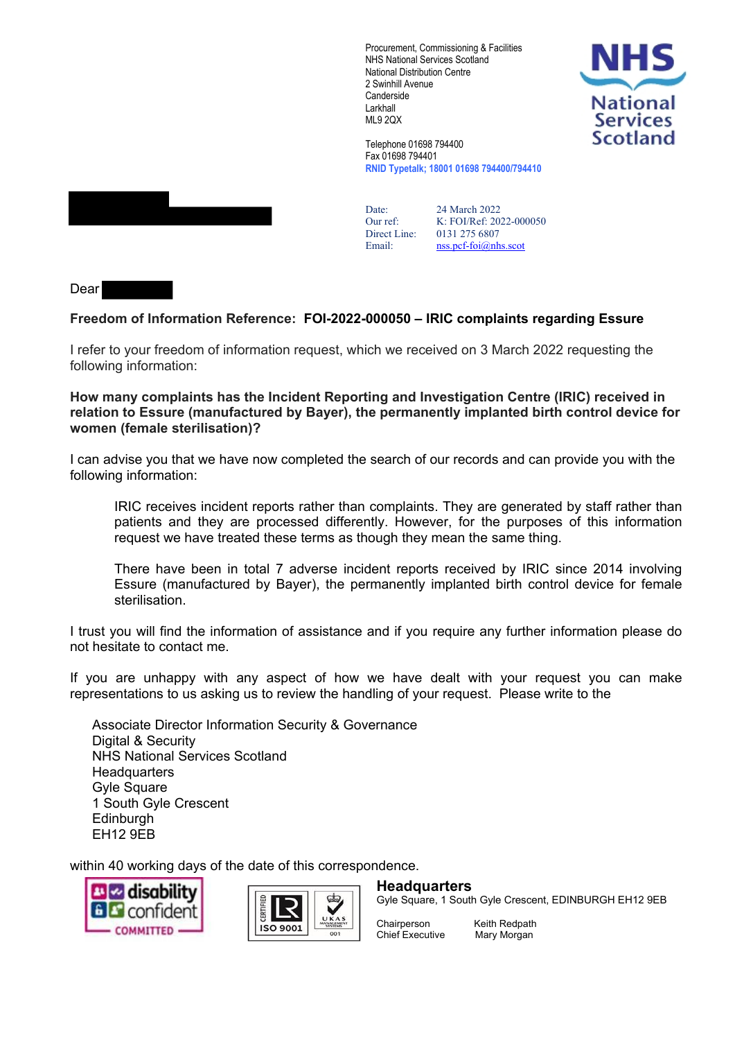Procurement, Commissioning & Facilities
NHS National Services Scotland
National Distribution Centre
2 Swinhill Avenue
Canderside
Larkhall
ML9 2QX

Telephone 01698 794400
Fax 01698 794401
RNID Typetalk; 18001 01698 794400/794410

NHS National Services Scotland

| | |
|---|---|
| Date: | 24 March 2022 |
| Our ref: | K: FOI/Ref: 2022-000050 |
| Direct Line: | 0131 275 6807 |
| Email: | nss.pcf-foi@nhs.scot |

Dear

**Freedom of Information Reference: FOI-2022-000050 – IRIC complaints regarding Essure**

I refer to your freedom of information request, which we received on 3 March 2022 requesting the following information:

**How many complaints has the Incident Reporting and Investigation Centre (IRIC) received in relation to Essure (manufactured by Bayer), the permanently implanted birth control device for women (female sterilisation)?**

I can advise you that we have now completed the search of our records and can provide you with the following information:

> IRIC receives incident reports rather than complaints. They are generated by staff rather than patients and they are processed differently. However, for the purposes of this information request we have treated these terms as though they mean the same thing.
>
> There have been in total 7 adverse incident reports received by IRIC since 2014 involving Essure (manufactured by Bayer), the permanently implanted birth control device for female sterilisation.

I trust you will find the information of assistance and if you require any further information please do not hesitate to contact me.

If you are unhappy with any aspect of how we have dealt with your request you can make representations to us asking us to review the handling of your request. Please write to the

Associate Director Information Security & Governance
Digital & Security
NHS National Services Scotland
Headquarters
Gyle Square
1 South Gyle Crescent
Edinburgh
EH12 9EB

within 40 working days of the date of this correspondence.

**Headquarters**
Gyle Square, 1 South Gyle Crescent, EDINBURGH EH12 9EB

Chairperson Keith Redpath
Chief Executive Mary Morgan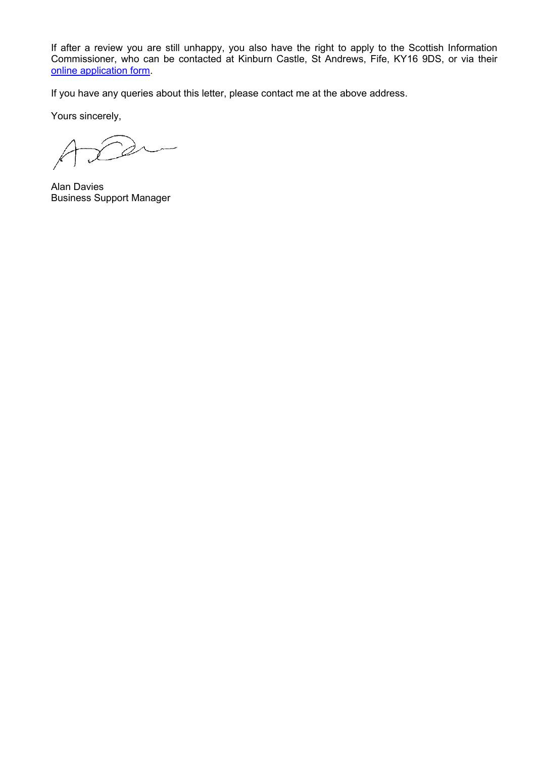If after a review you are still unhappy, you also have the right to apply to the Scottish Information Commissioner, who can be contacted at Kinburn Castle, St Andrews, Fife, KY16 9DS, or via their online application form.

If you have any queries about this letter, please contact me at the above address.

Yours sincerely,

Alan Davies
Business Support Manager